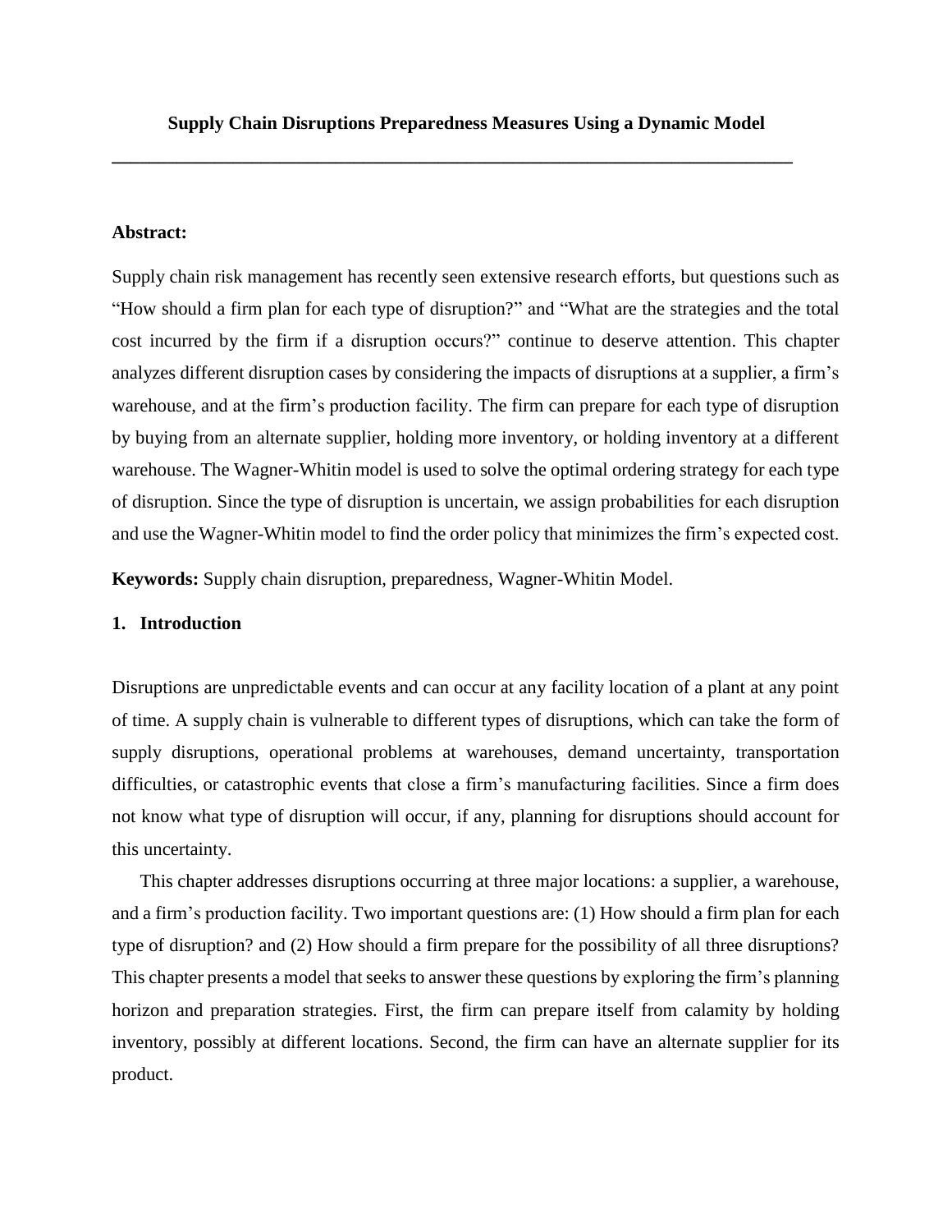# Supply Chain Disruptions Preparedness Measures Using a Dynamic Model

---

**Abstract:**

Supply chain risk management has recently seen extensive research efforts, but questions such as "How should a firm plan for each type of disruption?" and "What are the strategies and the total cost incurred by the firm if a disruption occurs?" continue to deserve attention. This chapter analyzes different disruption cases by considering the impacts of disruptions at a supplier, a firm's warehouse, and at the firm's production facility. The firm can prepare for each type of disruption by buying from an alternate supplier, holding more inventory, or holding inventory at a different warehouse. The Wagner-Whitin model is used to solve the optimal ordering strategy for each type of disruption. Since the type of disruption is uncertain, we assign probabilities for each disruption and use the Wagner-Whitin model to find the order policy that minimizes the firm's expected cost.

**Keywords:** Supply chain disruption, preparedness, Wagner-Whitin Model.

## 1. Introduction

Disruptions are unpredictable events and can occur at any facility location of a plant at any point of time. A supply chain is vulnerable to different types of disruptions, which can take the form of supply disruptions, operational problems at warehouses, demand uncertainty, transportation difficulties, or catastrophic events that close a firm's manufacturing facilities. Since a firm does not know what type of disruption will occur, if any, planning for disruptions should account for this uncertainty.

This chapter addresses disruptions occurring at three major locations: a supplier, a warehouse, and a firm's production facility. Two important questions are: (1) How should a firm plan for each type of disruption? and (2) How should a firm prepare for the possibility of all three disruptions? This chapter presents a model that seeks to answer these questions by exploring the firm's planning horizon and preparation strategies. First, the firm can prepare itself from calamity by holding inventory, possibly at different locations. Second, the firm can have an alternate supplier for its product.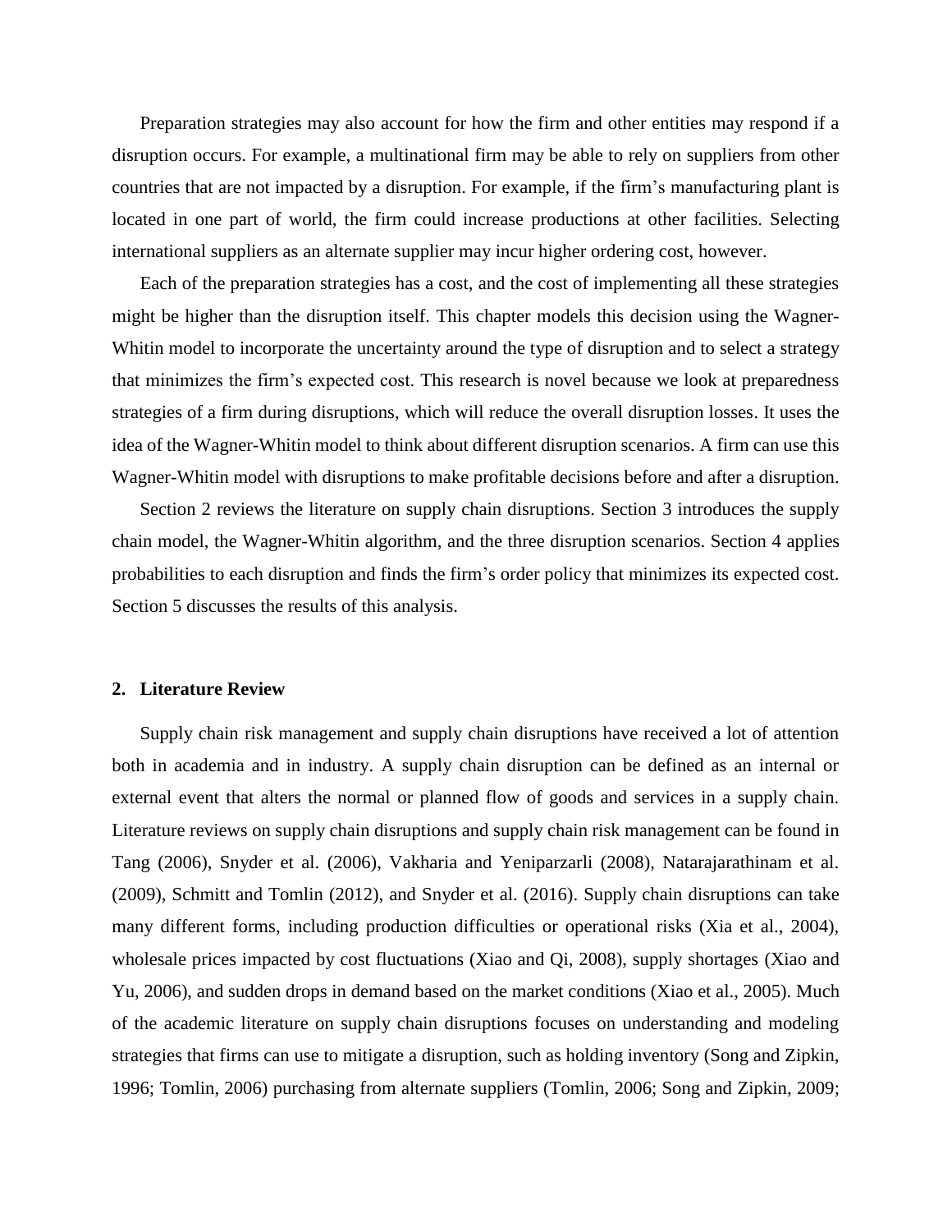Preparation strategies may also account for how the firm and other entities may respond if a disruption occurs. For example, a multinational firm may be able to rely on suppliers from other countries that are not impacted by a disruption. For example, if the firm's manufacturing plant is located in one part of world, the firm could increase productions at other facilities. Selecting international suppliers as an alternate supplier may incur higher ordering cost, however.

Each of the preparation strategies has a cost, and the cost of implementing all these strategies might be higher than the disruption itself. This chapter models this decision using the Wagner-Whitin model to incorporate the uncertainty around the type of disruption and to select a strategy that minimizes the firm's expected cost. This research is novel because we look at preparedness strategies of a firm during disruptions, which will reduce the overall disruption losses. It uses the idea of the Wagner-Whitin model to think about different disruption scenarios. A firm can use this Wagner-Whitin model with disruptions to make profitable decisions before and after a disruption.

Section 2 reviews the literature on supply chain disruptions. Section 3 introduces the supply chain model, the Wagner-Whitin algorithm, and the three disruption scenarios. Section 4 applies probabilities to each disruption and finds the firm's order policy that minimizes its expected cost. Section 5 discusses the results of this analysis.

## 2. Literature Review

Supply chain risk management and supply chain disruptions have received a lot of attention both in academia and in industry. A supply chain disruption can be defined as an internal or external event that alters the normal or planned flow of goods and services in a supply chain. Literature reviews on supply chain disruptions and supply chain risk management can be found in Tang (2006), Snyder et al. (2006), Vakharia and Yeniparzarli (2008), Natarajarathinam et al. (2009), Schmitt and Tomlin (2012), and Snyder et al. (2016). Supply chain disruptions can take many different forms, including production difficulties or operational risks (Xia et al., 2004), wholesale prices impacted by cost fluctuations (Xiao and Qi, 2008), supply shortages (Xiao and Yu, 2006), and sudden drops in demand based on the market conditions (Xiao et al., 2005). Much of the academic literature on supply chain disruptions focuses on understanding and modeling strategies that firms can use to mitigate a disruption, such as holding inventory (Song and Zipkin, 1996; Tomlin, 2006) purchasing from alternate suppliers (Tomlin, 2006; Song and Zipkin, 2009;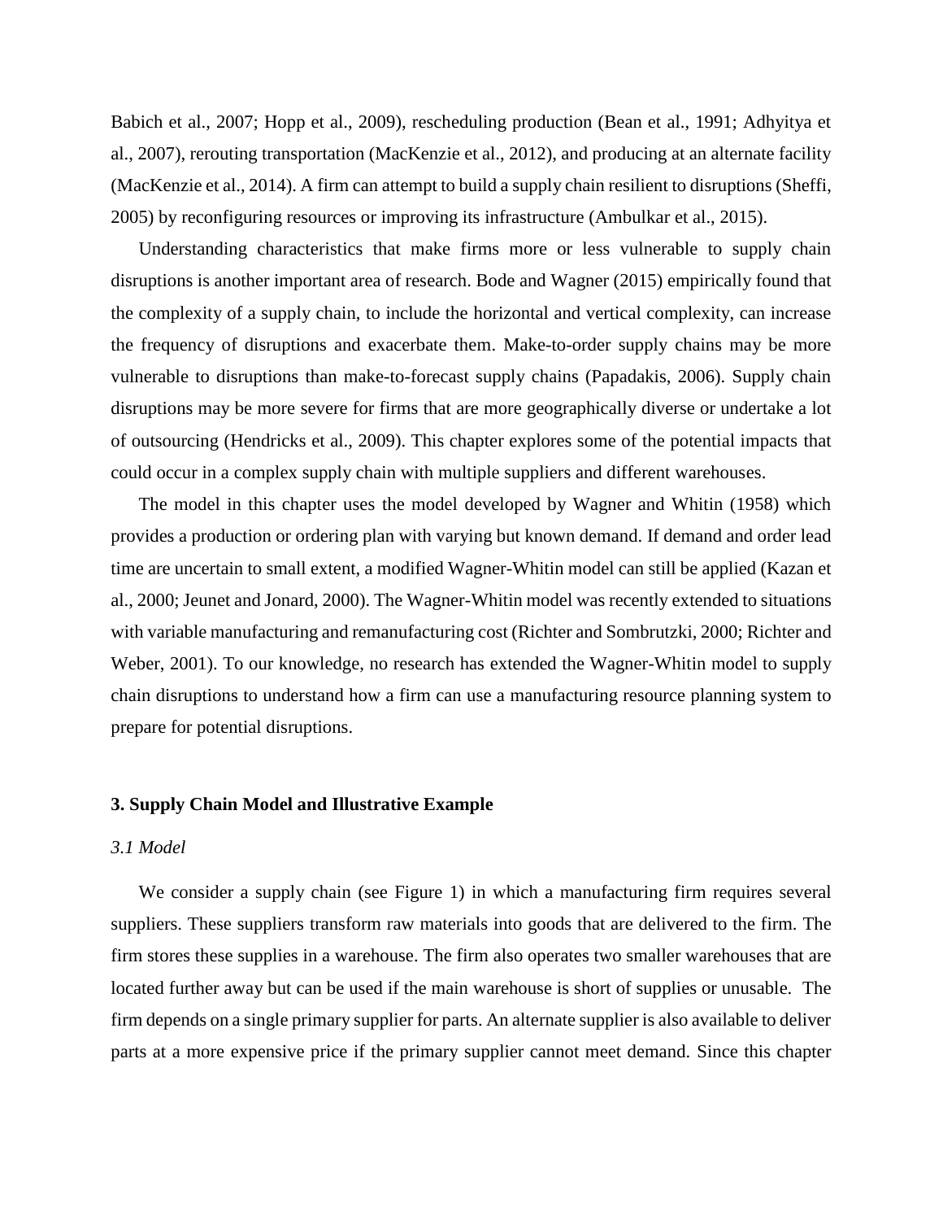Babich et al., 2007; Hopp et al., 2009), rescheduling production (Bean et al., 1991; Adhyitya et al., 2007), rerouting transportation (MacKenzie et al., 2012), and producing at an alternate facility (MacKenzie et al., 2014). A firm can attempt to build a supply chain resilient to disruptions (Sheffi, 2005) by reconfiguring resources or improving its infrastructure (Ambulkar et al., 2015).

Understanding characteristics that make firms more or less vulnerable to supply chain disruptions is another important area of research. Bode and Wagner (2015) empirically found that the complexity of a supply chain, to include the horizontal and vertical complexity, can increase the frequency of disruptions and exacerbate them. Make-to-order supply chains may be more vulnerable to disruptions than make-to-forecast supply chains (Papadakis, 2006). Supply chain disruptions may be more severe for firms that are more geographically diverse or undertake a lot of outsourcing (Hendricks et al., 2009). This chapter explores some of the potential impacts that could occur in a complex supply chain with multiple suppliers and different warehouses.

The model in this chapter uses the model developed by Wagner and Whitin (1958) which provides a production or ordering plan with varying but known demand. If demand and order lead time are uncertain to small extent, a modified Wagner-Whitin model can still be applied (Kazan et al., 2000; Jeunet and Jonard, 2000). The Wagner-Whitin model was recently extended to situations with variable manufacturing and remanufacturing cost (Richter and Sombrutzki, 2000; Richter and Weber, 2001). To our knowledge, no research has extended the Wagner-Whitin model to supply chain disruptions to understand how a firm can use a manufacturing resource planning system to prepare for potential disruptions.

## 3. Supply Chain Model and Illustrative Example

### *3.1 Model*

We consider a supply chain (see Figure 1) in which a manufacturing firm requires several suppliers. These suppliers transform raw materials into goods that are delivered to the firm. The firm stores these supplies in a warehouse. The firm also operates two smaller warehouses that are located further away but can be used if the main warehouse is short of supplies or unusable. The firm depends on a single primary supplier for parts. An alternate supplier is also available to deliver parts at a more expensive price if the primary supplier cannot meet demand. Since this chapter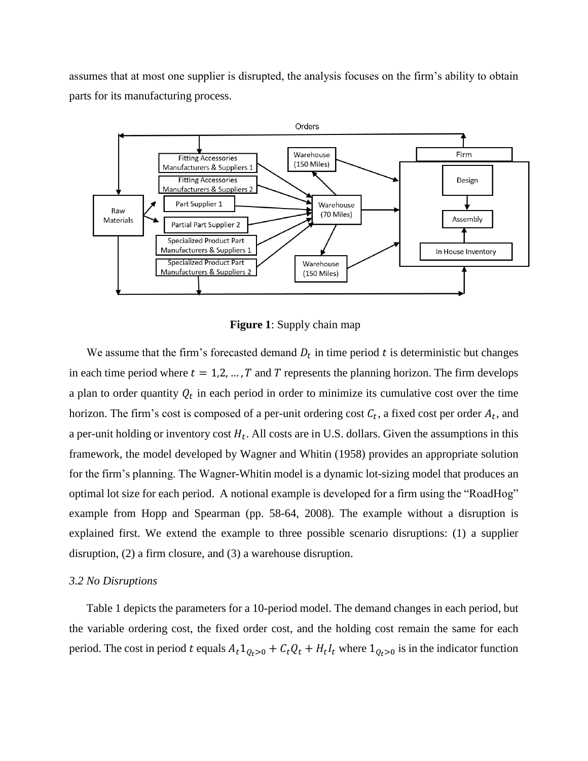assumes that at most one supplier is disrupted, the analysis focuses on the firm's ability to obtain parts for its manufacturing process.

**Figure 1**: Supply chain map

We assume that the firm's forecasted demand $D_t$ in time period $t$ is deterministic but changes in each time period where $t = 1,2, \ldots, T$ and $T$ represents the planning horizon. The firm develops a plan to order quantity $Q_t$ in each period in order to minimize its cumulative cost over the time horizon. The firm's cost is composed of a per-unit ordering cost $C_t$, a fixed cost per order $A_t$, and a per-unit holding or inventory cost $H_t$. All costs are in U.S. dollars. Given the assumptions in this framework, the model developed by Wagner and Whitin (1958) provides an appropriate solution for the firm's planning. The Wagner-Whitin model is a dynamic lot-sizing model that produces an optimal lot size for each period. A notional example is developed for a firm using the "RoadHog" example from Hopp and Spearman (pp. 58-64, 2008). The example without a disruption is explained first. We extend the example to three possible scenario disruptions: (1) a supplier disruption, (2) a firm closure, and (3) a warehouse disruption.

### *3.2 No Disruptions*

Table 1 depicts the parameters for a 10-period model. The demand changes in each period, but the variable ordering cost, the fixed order cost, and the holding cost remain the same for each period. The cost in period $t$ equals $A_t 1_{Q_t>0} + C_t Q_t + H_t I_t$ where $1_{Q_t>0}$ is in the indicator function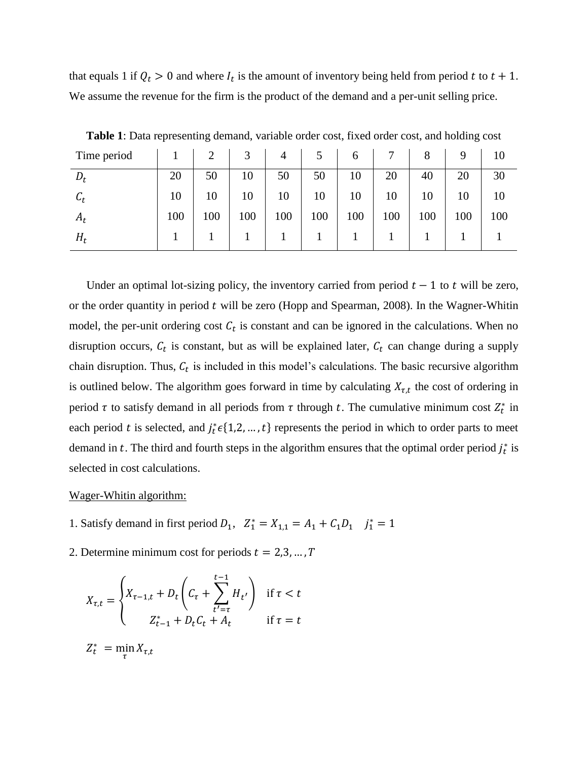that equals 1 if $Q_t > 0$ and where $I_t$ is the amount of inventory being held from period $t$ to $t + 1$. We assume the revenue for the firm is the product of the demand and a per-unit selling price.

**Table 1**: Data representing demand, variable order cost, fixed order cost, and holding cost

| Time period | 1 | 2 | 3 | 4 | 5 | 6 | 7 | 8 | 9 | 10 |
|---|---|---|---|---|---|---|---|---|---|---|
| $D_t$ | 20 | 50 | 10 | 50 | 50 | 10 | 20 | 40 | 20 | 30 |
| $C_t$ | 10 | 10 | 10 | 10 | 10 | 10 | 10 | 10 | 10 | 10 |
| $A_t$ | 100 | 100 | 100 | 100 | 100 | 100 | 100 | 100 | 100 | 100 |
| $H_t$ | 1 | 1 | 1 | 1 | 1 | 1 | 1 | 1 | 1 | 1 |

Under an optimal lot-sizing policy, the inventory carried from period $t - 1$ to $t$ will be zero, or the order quantity in period $t$ will be zero (Hopp and Spearman, 2008). In the Wagner-Whitin model, the per-unit ordering cost $C_t$ is constant and can be ignored in the calculations. When no disruption occurs, $C_t$ is constant, but as will be explained later, $C_t$ can change during a supply chain disruption. Thus, $C_t$ is included in this model's calculations. The basic recursive algorithm is outlined below. The algorithm goes forward in time by calculating $X_{\tau,t}$ the cost of ordering in period $\tau$ to satisfy demand in all periods from $\tau$ through $t$. The cumulative minimum cost $Z_t^*$ in each period $t$ is selected, and $j_t^* \epsilon \{1,2,\ldots,t\}$ represents the period in which to order parts to meet demand in $t$. The third and fourth steps in the algorithm ensures that the optimal order period $j_t^*$ is selected in cost calculations.

Wager-Whitin algorithm:

1. Satisfy demand in first period $D_1$, $\quad Z_1^* = X_{1,1} = A_1 + C_1 D_1 \quad j_1^* = 1$

2. Determine minimum cost for periods $t = 2,3,\ldots,T$

$$X_{\tau,t} = \begin{cases} X_{\tau-1,t} + D_t\left(C_\tau + \sum_{t'=\tau}^{t-1} H_{t'}\right) & \text{if } \tau < t \\ Z_{t-1}^* + D_t C_t + A_t & \text{if } \tau = t \end{cases}$$

$$Z_t^* = \min_{\tau} X_{\tau,t}$$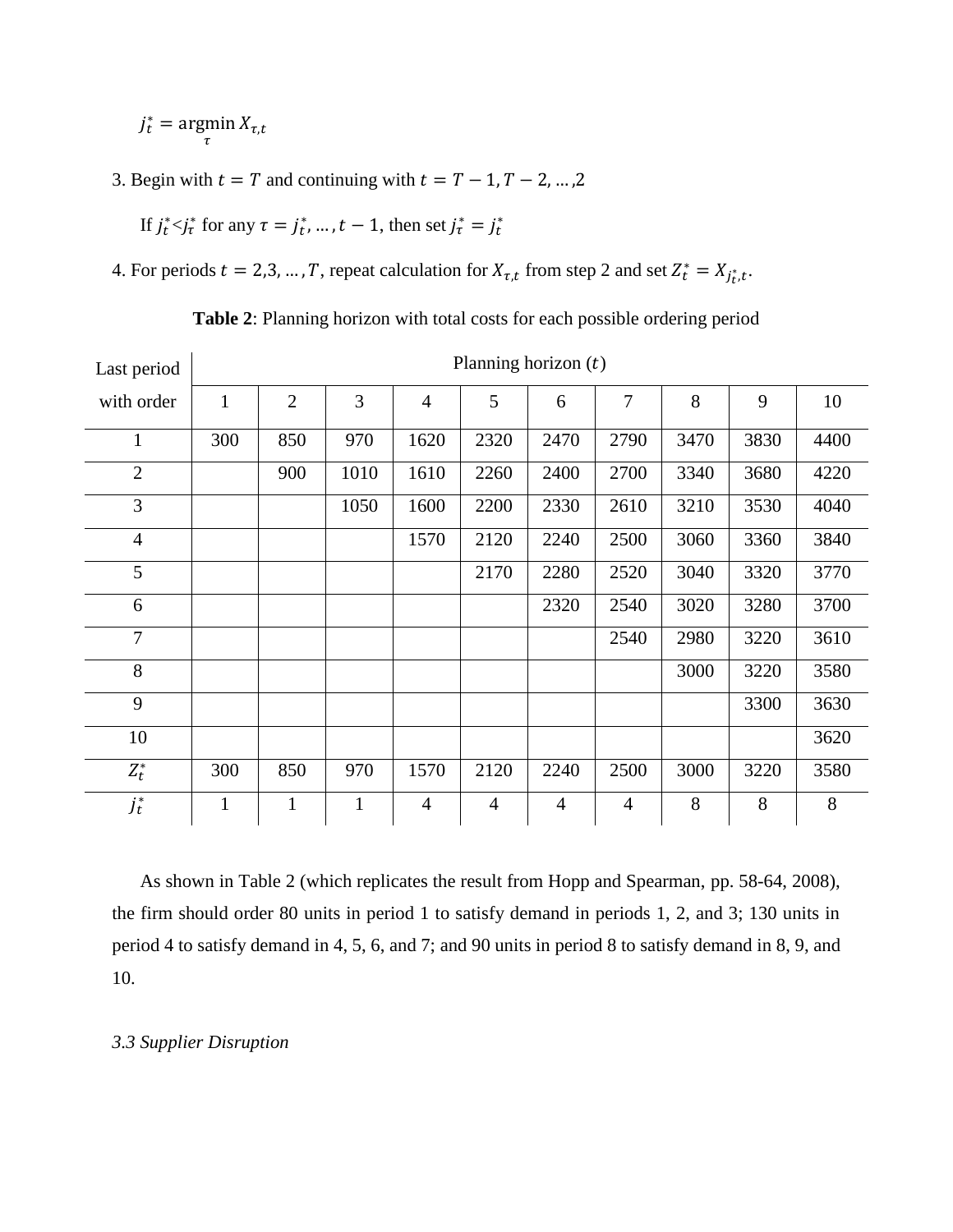$$j_t^* = \underset{\tau}{\operatorname{argmin}} X_{\tau,t}$$

3. Begin with $t = T$ and continuing with $t = T - 1, T - 2, \ldots, 2$

   If $j_t^* < j_\tau^*$ for any $\tau = j_t^*, \ldots, t - 1$, then set $j_\tau^* = j_t^*$

4. For periods $t = 2, 3, \ldots, T$, repeat calculation for $X_{\tau,t}$ from step 2 and set $Z_t^* = X_{j_t^*,t}$.

**Table 2**: Planning horizon with total costs for each possible ordering period

| Last period with order | Planning horizon ($t$) | | | | | | | | | |
|---|---|---|---|---|---|---|---|---|---|---|
| | 1 | 2 | 3 | 4 | 5 | 6 | 7 | 8 | 9 | 10 |
| 1 | 300 | 850 | 970 | 1620 | 2320 | 2470 | 2790 | 3470 | 3830 | 4400 |
| 2 | | 900 | 1010 | 1610 | 2260 | 2400 | 2700 | 3340 | 3680 | 4220 |
| 3 | | | 1050 | 1600 | 2200 | 2330 | 2610 | 3210 | 3530 | 4040 |
| 4 | | | | 1570 | 2120 | 2240 | 2500 | 3060 | 3360 | 3840 |
| 5 | | | | | 2170 | 2280 | 2520 | 3040 | 3320 | 3770 |
| 6 | | | | | | 2320 | 2540 | 3020 | 3280 | 3700 |
| 7 | | | | | | | 2540 | 2980 | 3220 | 3610 |
| 8 | | | | | | | | 3000 | 3220 | 3580 |
| 9 | | | | | | | | | 3300 | 3630 |
| 10 | | | | | | | | | | 3620 |
| $Z_t^*$ | 300 | 850 | 970 | 1570 | 2120 | 2240 | 2500 | 3000 | 3220 | 3580 |
| $j_t^*$ | 1 | 1 | 1 | 4 | 4 | 4 | 4 | 8 | 8 | 8 |

As shown in Table 2 (which replicates the result from Hopp and Spearman, pp. 58-64, 2008), the firm should order 80 units in period 1 to satisfy demand in periods 1, 2, and 3; 130 units in period 4 to satisfy demand in 4, 5, 6, and 7; and 90 units in period 8 to satisfy demand in 8, 9, and 10.

### *3.3 Supplier Disruption*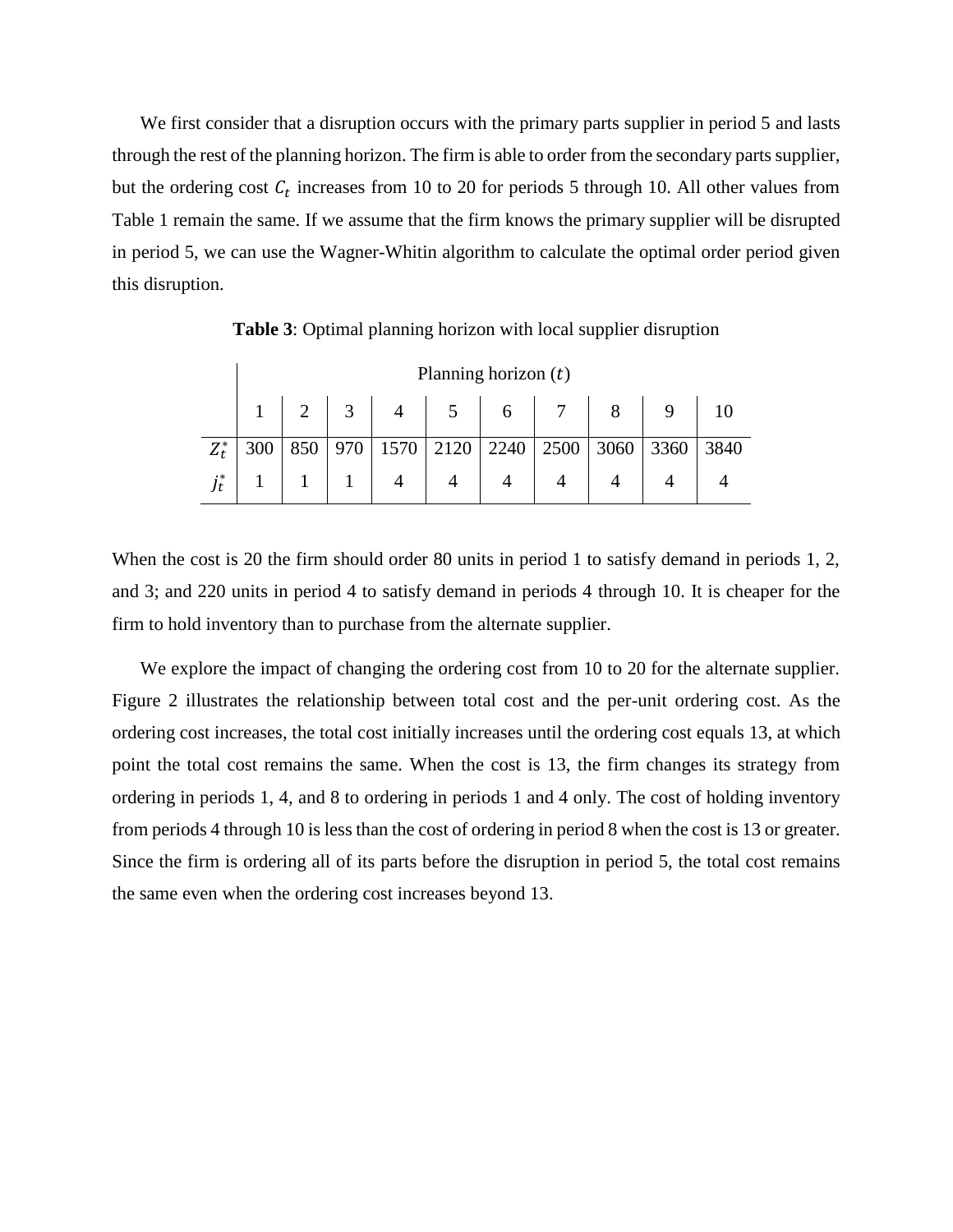We first consider that a disruption occurs with the primary parts supplier in period 5 and lasts through the rest of the planning horizon. The firm is able to order from the secondary parts supplier, but the ordering cost $C_t$ increases from 10 to 20 for periods 5 through 10. All other values from Table 1 remain the same. If we assume that the firm knows the primary supplier will be disrupted in period 5, we can use the Wagner-Whitin algorithm to calculate the optimal order period given this disruption.

**Table 3**: Optimal planning horizon with local supplier disruption

| | Planning horizon ($t$) | | | | | | | | | |
|---|---|---|---|---|---|---|---|---|---|---|
| | 1 | 2 | 3 | 4 | 5 | 6 | 7 | 8 | 9 | 10 |
| $Z_t^*$ | 300 | 850 | 970 | 1570 | 2120 | 2240 | 2500 | 3060 | 3360 | 3840 |
| $j_t^*$ | 1 | 1 | 1 | 4 | 4 | 4 | 4 | 4 | 4 | 4 |

When the cost is 20 the firm should order 80 units in period 1 to satisfy demand in periods 1, 2, and 3; and 220 units in period 4 to satisfy demand in periods 4 through 10. It is cheaper for the firm to hold inventory than to purchase from the alternate supplier.

We explore the impact of changing the ordering cost from 10 to 20 for the alternate supplier. Figure 2 illustrates the relationship between total cost and the per-unit ordering cost. As the ordering cost increases, the total cost initially increases until the ordering cost equals 13, at which point the total cost remains the same. When the cost is 13, the firm changes its strategy from ordering in periods 1, 4, and 8 to ordering in periods 1 and 4 only. The cost of holding inventory from periods 4 through 10 is less than the cost of ordering in period 8 when the cost is 13 or greater. Since the firm is ordering all of its parts before the disruption in period 5, the total cost remains the same even when the ordering cost increases beyond 13.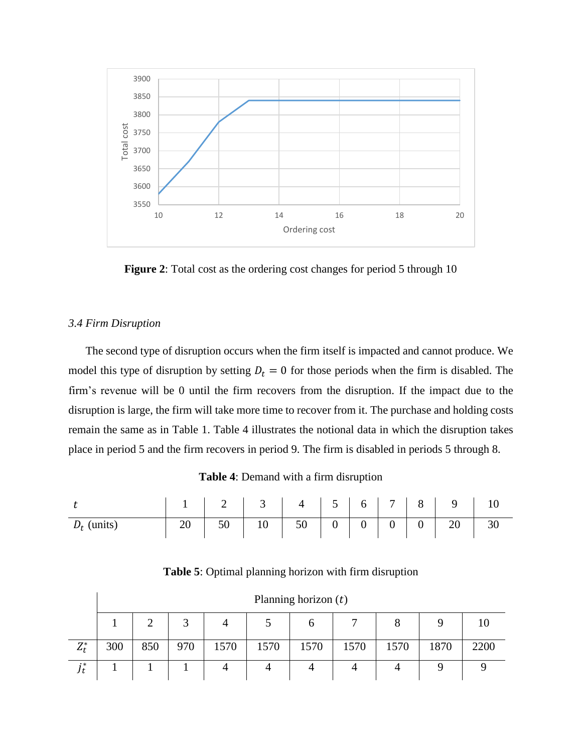**Figure 2**: Total cost as the ordering cost changes for period 5 through 10

### *3.4 Firm Disruption*

The second type of disruption occurs when the firm itself is impacted and cannot produce. We model this type of disruption by setting $D_t = 0$ for those periods when the firm is disabled. The firm's revenue will be 0 until the firm recovers from the disruption. If the impact due to the disruption is large, the firm will take more time to recover from it. The purchase and holding costs remain the same as in Table 1. Table 4 illustrates the notional data in which the disruption takes place in period 5 and the firm recovers in period 9. The firm is disabled in periods 5 through 8.

**Table 4**: Demand with a firm disruption

| $t$ | 1 | 2 | 3 | 4 | 5 | 6 | 7 | 8 | 9 | 10 |
|---|---|---|---|---|---|---|---|---|---|---|
| $D_t$ (units) | 20 | 50 | 10 | 50 | 0 | 0 | 0 | 0 | 20 | 30 |

**Table 5**: Optimal planning horizon with firm disruption

| | Planning horizon ($t$) | | | | | | | | | |
|---|---|---|---|---|---|---|---|---|---|---|
| | 1 | 2 | 3 | 4 | 5 | 6 | 7 | 8 | 9 | 10 |
| $Z_t^*$ | 300 | 850 | 970 | 1570 | 1570 | 1570 | 1570 | 1570 | 1870 | 2200 |
| $j_t^*$ | 1 | 1 | 1 | 4 | 4 | 4 | 4 | 4 | 9 | 9 |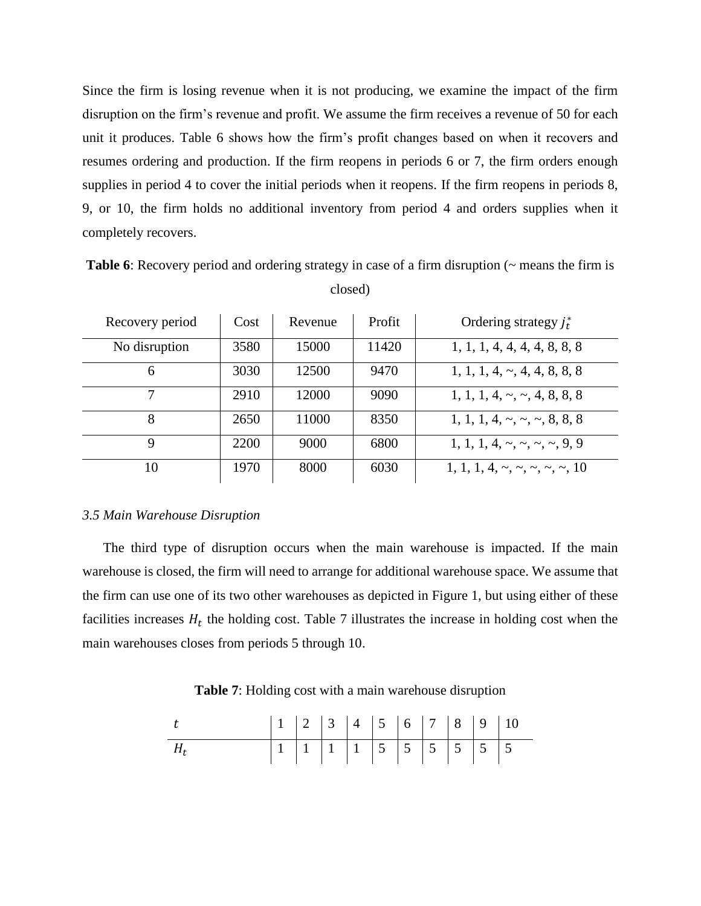Since the firm is losing revenue when it is not producing, we examine the impact of the firm disruption on the firm's revenue and profit. We assume the firm receives a revenue of 50 for each unit it produces. Table 6 shows how the firm's profit changes based on when it recovers and resumes ordering and production. If the firm reopens in periods 6 or 7, the firm orders enough supplies in period 4 to cover the initial periods when it reopens. If the firm reopens in periods 8, 9, or 10, the firm holds no additional inventory from period 4 and orders supplies when it completely recovers.

**Table 6**: Recovery period and ordering strategy in case of a firm disruption (~ means the firm is closed)

| Recovery period | Cost | Revenue | Profit | Ordering strategy $j_t^*$ |
|---|---|---|---|---|
| No disruption | 3580 | 15000 | 11420 | 1, 1, 1, 4, 4, 4, 4, 8, 8, 8 |
| 6 | 3030 | 12500 | 9470 | 1, 1, 1, 4, ~, 4, 4, 8, 8, 8 |
| 7 | 2910 | 12000 | 9090 | 1, 1, 1, 4, ~, ~, 4, 8, 8, 8 |
| 8 | 2650 | 11000 | 8350 | 1, 1, 1, 4, ~, ~, ~, 8, 8, 8 |
| 9 | 2200 | 9000 | 6800 | 1, 1, 1, 4, ~, ~, ~, ~, 9, 9 |
| 10 | 1970 | 8000 | 6030 | 1, 1, 1, 4, ~, ~, ~, ~, ~, 10 |

### *3.5 Main Warehouse Disruption*

The third type of disruption occurs when the main warehouse is impacted. If the main warehouse is closed, the firm will need to arrange for additional warehouse space. We assume that the firm can use one of its two other warehouses as depicted in Figure 1, but using either of these facilities increases $H_t$ the holding cost. Table 7 illustrates the increase in holding cost when the main warehouses closes from periods 5 through 10.

**Table 7**: Holding cost with a main warehouse disruption

| $t$ | 1 | 2 | 3 | 4 | 5 | 6 | 7 | 8 | 9 | 10 |
|---|---|---|---|---|---|---|---|---|---|---|
| $H_t$ | 1 | 1 | 1 | 1 | 5 | 5 | 5 | 5 | 5 | 5 |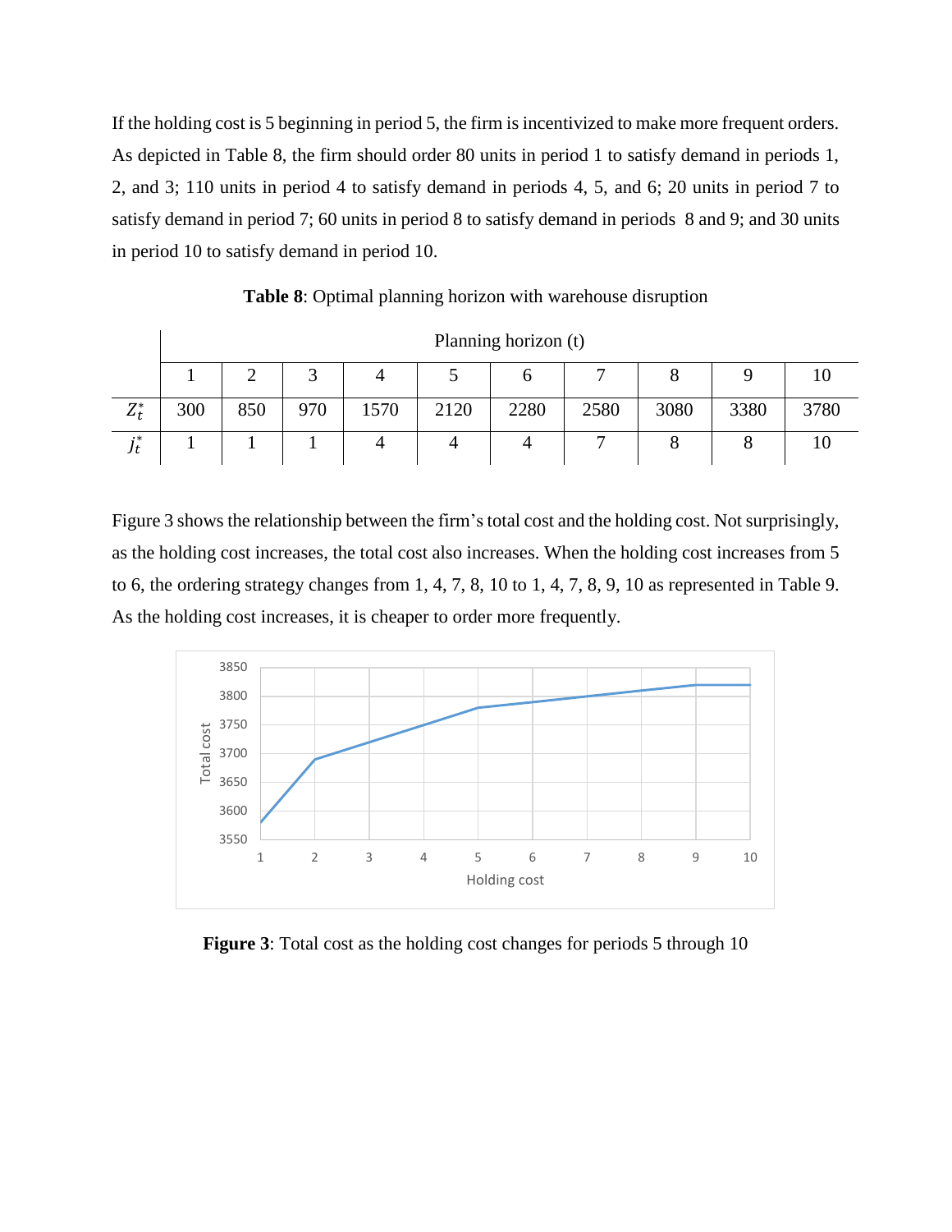If the holding cost is 5 beginning in period 5, the firm is incentivized to make more frequent orders. As depicted in Table 8, the firm should order 80 units in period 1 to satisfy demand in periods 1, 2, and 3; 110 units in period 4 to satisfy demand in periods 4, 5, and 6; 20 units in period 7 to satisfy demand in period 7; 60 units in period 8 to satisfy demand in periods 8 and 9; and 30 units in period 10 to satisfy demand in period 10.

**Table 8**: Optimal planning horizon with warehouse disruption

| | Planning horizon (t) | | | | | | | | | |
|---|---|---|---|---|---|---|---|---|---|---|
| | 1 | 2 | 3 | 4 | 5 | 6 | 7 | 8 | 9 | 10 |
| $Z_t^*$ | 300 | 850 | 970 | 1570 | 2120 | 2280 | 2580 | 3080 | 3380 | 3780 |
| $j_t^*$ | 1 | 1 | 1 | 4 | 4 | 4 | 7 | 8 | 8 | 10 |

Figure 3 shows the relationship between the firm's total cost and the holding cost. Not surprisingly, as the holding cost increases, the total cost also increases. When the holding cost increases from 5 to 6, the ordering strategy changes from 1, 4, 7, 8, 10 to 1, 4, 7, 8, 9, 10 as represented in Table 9. As the holding cost increases, it is cheaper to order more frequently.

**Figure 3**: Total cost as the holding cost changes for periods 5 through 10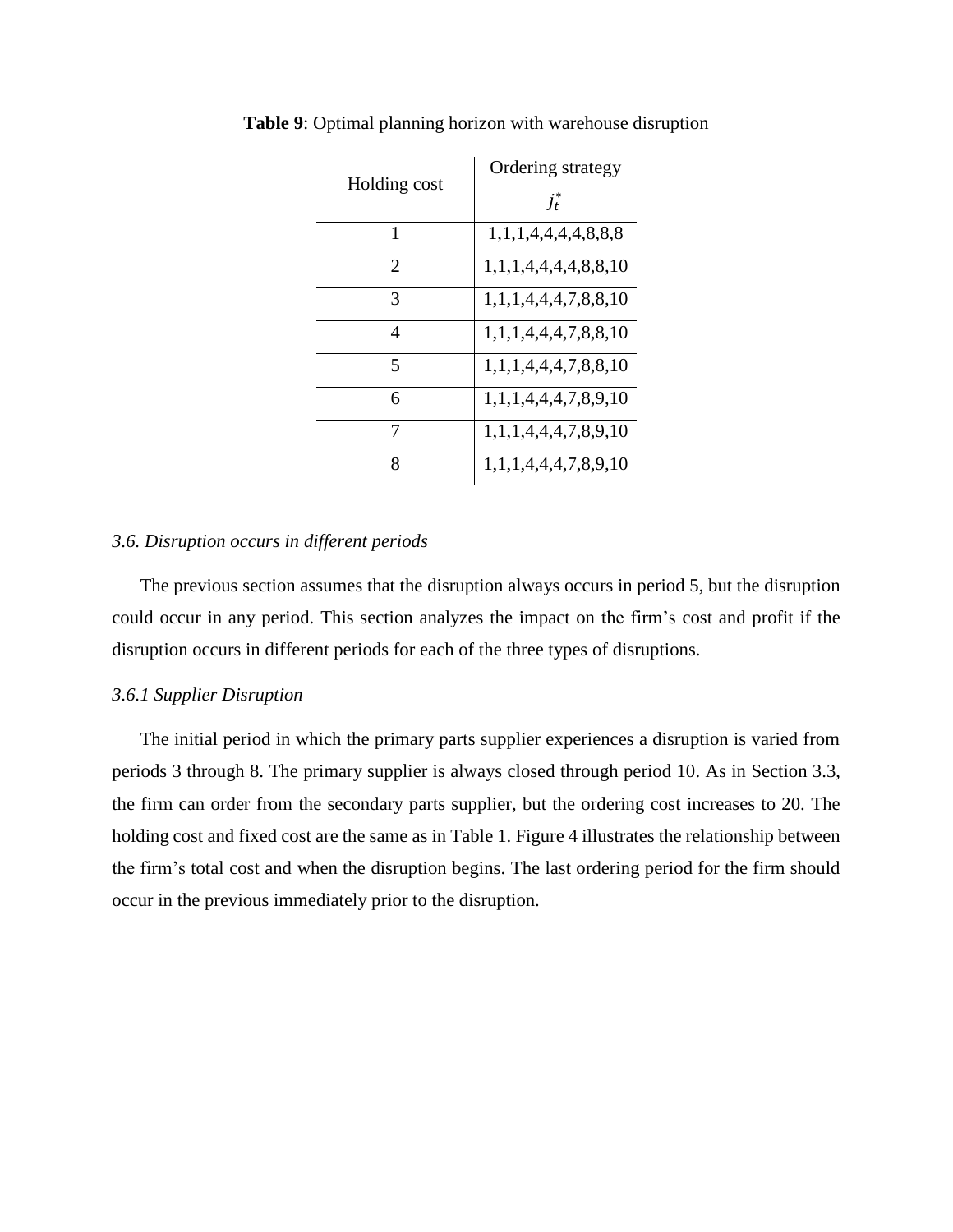**Table 9**: Optimal planning horizon with warehouse disruption

| Holding cost | Ordering strategy $j_t^*$ |
|---|---|
| 1 | 1,1,1,4,4,4,4,8,8,8 |
| 2 | 1,1,1,4,4,4,4,8,8,10 |
| 3 | 1,1,1,4,4,4,7,8,8,10 |
| 4 | 1,1,1,4,4,4,7,8,8,10 |
| 5 | 1,1,1,4,4,4,7,8,8,10 |
| 6 | 1,1,1,4,4,4,7,8,9,10 |
| 7 | 1,1,1,4,4,4,7,8,9,10 |
| 8 | 1,1,1,4,4,4,7,8,9,10 |

### *3.6. Disruption occurs in different periods*

The previous section assumes that the disruption always occurs in period 5, but the disruption could occur in any period. This section analyzes the impact on the firm's cost and profit if the disruption occurs in different periods for each of the three types of disruptions.

#### *3.6.1 Supplier Disruption*

The initial period in which the primary parts supplier experiences a disruption is varied from periods 3 through 8. The primary supplier is always closed through period 10. As in Section 3.3, the firm can order from the secondary parts supplier, but the ordering cost increases to 20. The holding cost and fixed cost are the same as in Table 1. Figure 4 illustrates the relationship between the firm's total cost and when the disruption begins. The last ordering period for the firm should occur in the previous immediately prior to the disruption.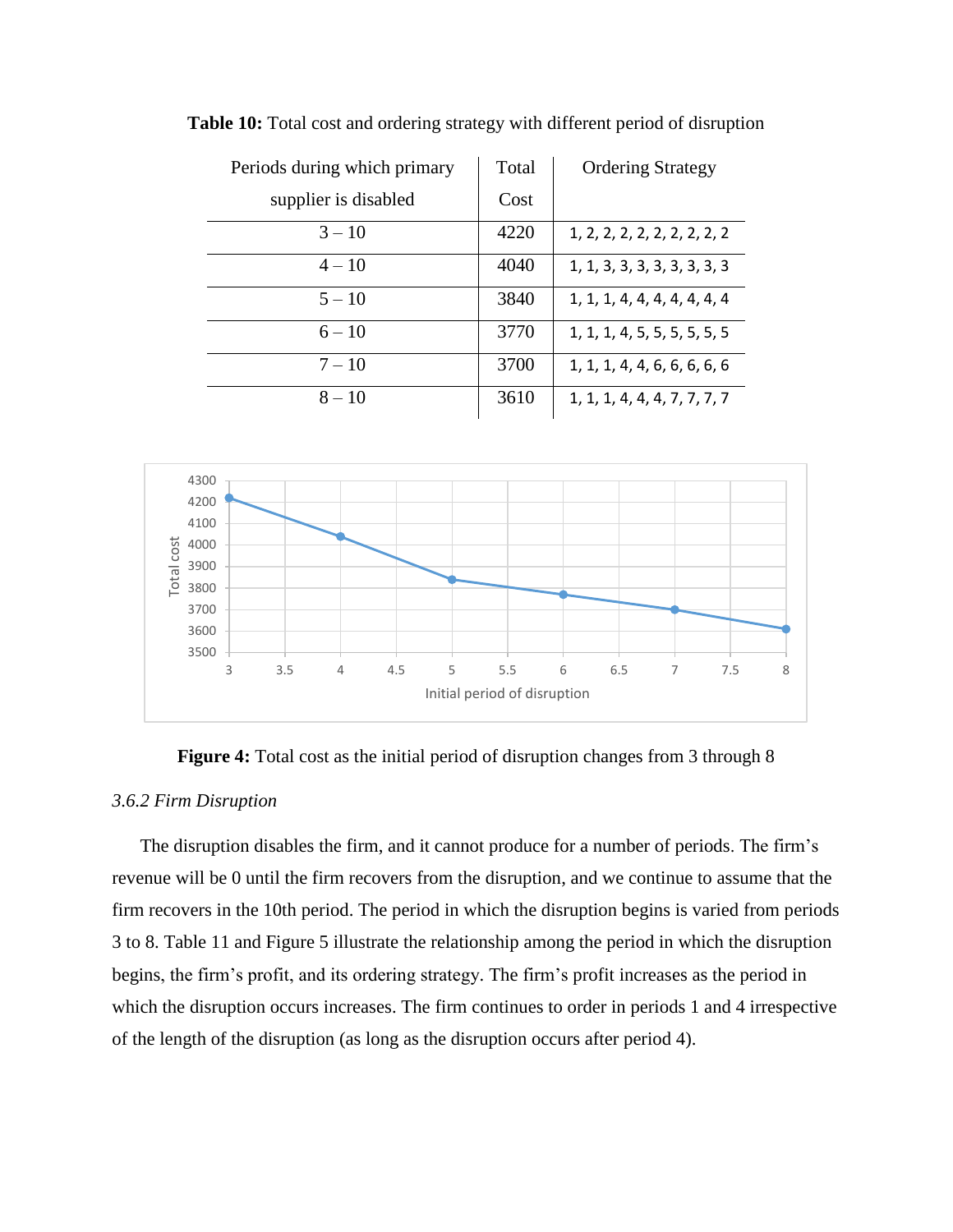**Table 10:** Total cost and ordering strategy with different period of disruption

| Periods during which primary supplier is disabled | Total Cost | Ordering Strategy |
|---|---|---|
| 3 – 10 | 4220 | 1, 2, 2, 2, 2, 2, 2, 2, 2, 2 |
| 4 – 10 | 4040 | 1, 1, 3, 3, 3, 3, 3, 3, 3, 3 |
| 5 – 10 | 3840 | 1, 1, 1, 4, 4, 4, 4, 4, 4, 4 |
| 6 – 10 | 3770 | 1, 1, 1, 4, 5, 5, 5, 5, 5, 5 |
| 7 – 10 | 3700 | 1, 1, 1, 4, 4, 6, 6, 6, 6, 6 |
| 8 – 10 | 3610 | 1, 1, 1, 4, 4, 4, 7, 7, 7, 7 |

**Figure 4:** Total cost as the initial period of disruption changes from 3 through 8

### *3.6.2 Firm Disruption*

The disruption disables the firm, and it cannot produce for a number of periods. The firm's revenue will be 0 until the firm recovers from the disruption, and we continue to assume that the firm recovers in the 10th period. The period in which the disruption begins is varied from periods 3 to 8. Table 11 and Figure 5 illustrate the relationship among the period in which the disruption begins, the firm's profit, and its ordering strategy. The firm's profit increases as the period in which the disruption occurs increases. The firm continues to order in periods 1 and 4 irrespective of the length of the disruption (as long as the disruption occurs after period 4).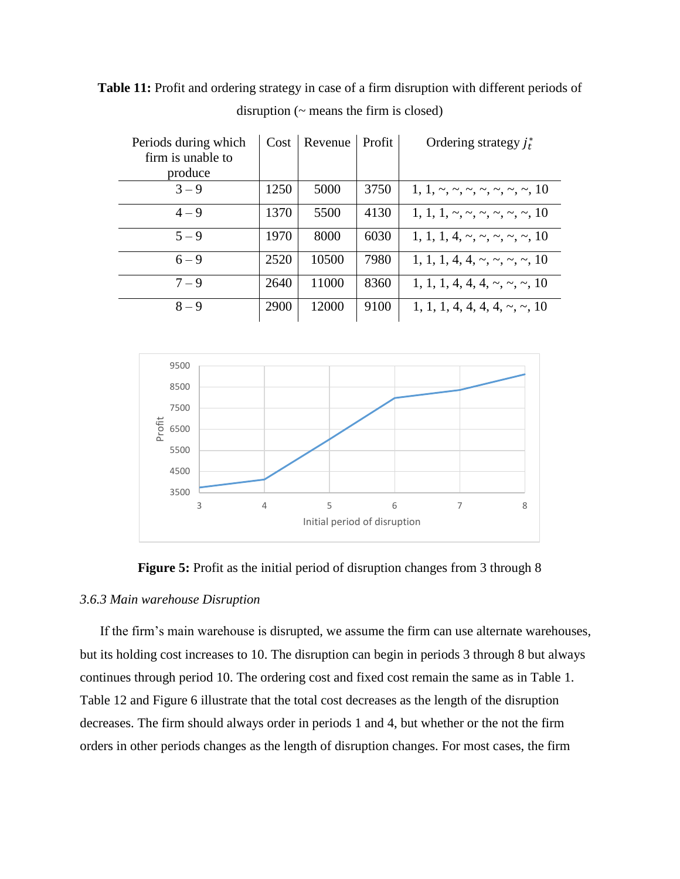**Table 11:** Profit and ordering strategy in case of a firm disruption with different periods of disruption (~ means the firm is closed)

| Periods during which firm is unable to produce | Cost | Revenue | Profit | Ordering strategy $j_t^*$ |
|---|---|---|---|---|
| 3 – 9 | 1250 | 5000 | 3750 | 1, 1, ~, ~, ~, ~, ~, ~, ~, 10 |
| 4 – 9 | 1370 | 5500 | 4130 | 1, 1, 1, ~, ~, ~, ~, ~, ~, 10 |
| 5 – 9 | 1970 | 8000 | 6030 | 1, 1, 1, 4, ~, ~, ~, ~, ~, 10 |
| 6 – 9 | 2520 | 10500 | 7980 | 1, 1, 1, 4, 4, ~, ~, ~, ~, 10 |
| 7 – 9 | 2640 | 11000 | 8360 | 1, 1, 1, 4, 4, 4, ~, ~, ~, 10 |
| 8 – 9 | 2900 | 12000 | 9100 | 1, 1, 1, 4, 4, 4, 4, ~, ~, 10 |

**Figure 5:** Profit as the initial period of disruption changes from 3 through 8

### *3.6.3 Main warehouse Disruption*

If the firm's main warehouse is disrupted, we assume the firm can use alternate warehouses, but its holding cost increases to 10. The disruption can begin in periods 3 through 8 but always continues through period 10. The ordering cost and fixed cost remain the same as in Table 1. Table 12 and Figure 6 illustrate that the total cost decreases as the length of the disruption decreases. The firm should always order in periods 1 and 4, but whether or the not the firm orders in other periods changes as the length of disruption changes. For most cases, the firm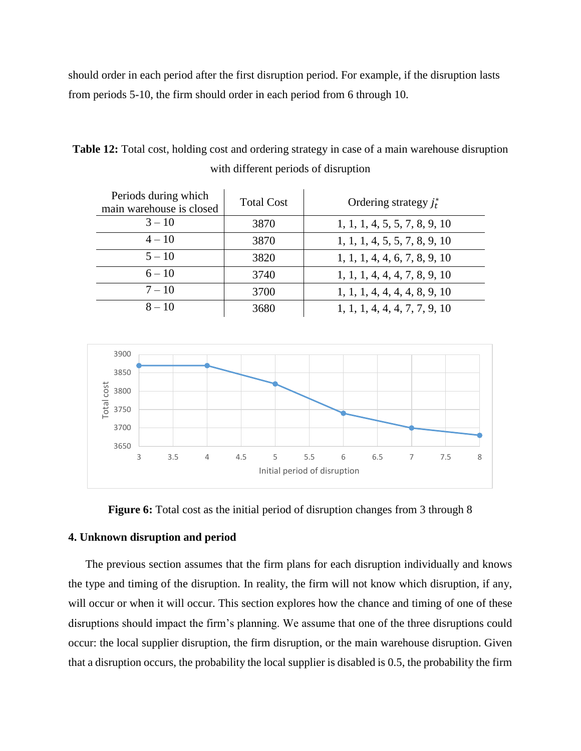should order in each period after the first disruption period. For example, if the disruption lasts from periods 5-10, the firm should order in each period from 6 through 10.

**Table 12:** Total cost, holding cost and ordering strategy in case of a main warehouse disruption with different periods of disruption

| Periods during which main warehouse is closed | Total Cost | Ordering strategy $j_t^*$ |
|---|---|---|
| 3 – 10 | 3870 | 1, 1, 1, 4, 5, 5, 7, 8, 9, 10 |
| 4 – 10 | 3870 | 1, 1, 1, 4, 5, 5, 7, 8, 9, 10 |
| 5 – 10 | 3820 | 1, 1, 1, 4, 4, 6, 7, 8, 9, 10 |
| 6 – 10 | 3740 | 1, 1, 1, 4, 4, 4, 7, 8, 9, 10 |
| 7 – 10 | 3700 | 1, 1, 1, 4, 4, 4, 4, 8, 9, 10 |
| 8 – 10 | 3680 | 1, 1, 1, 4, 4, 4, 7, 7, 9, 10 |

**Figure 6:** Total cost as the initial period of disruption changes from 3 through 8

### 4. Unknown disruption and period

The previous section assumes that the firm plans for each disruption individually and knows the type and timing of the disruption. In reality, the firm will not know which disruption, if any, will occur or when it will occur. This section explores how the chance and timing of one of these disruptions should impact the firm's planning. We assume that one of the three disruptions could occur: the local supplier disruption, the firm disruption, or the main warehouse disruption. Given that a disruption occurs, the probability the local supplier is disabled is 0.5, the probability the firm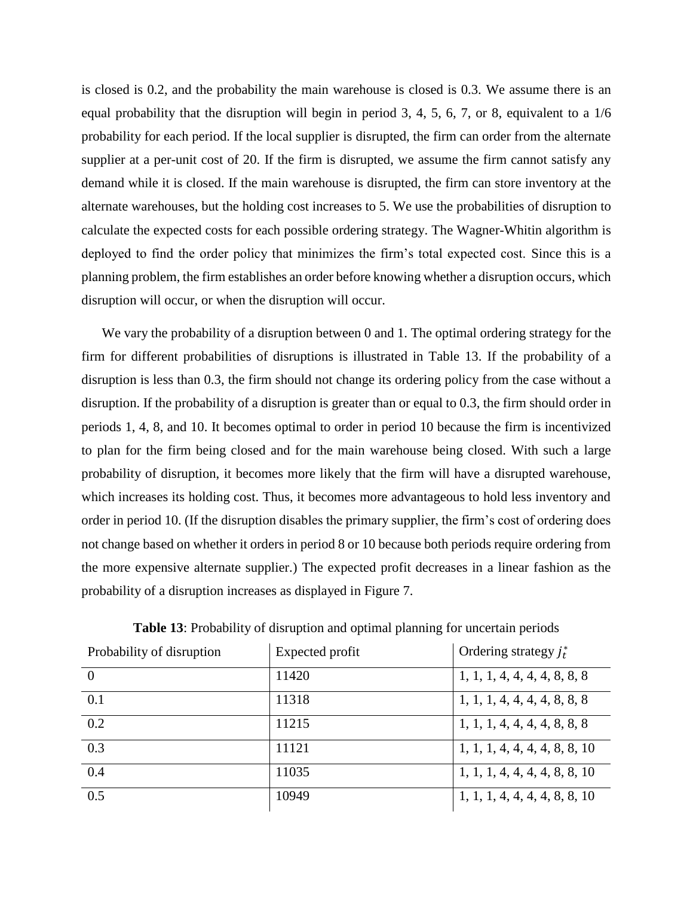is closed is 0.2, and the probability the main warehouse is closed is 0.3. We assume there is an equal probability that the disruption will begin in period 3, 4, 5, 6, 7, or 8, equivalent to a 1/6 probability for each period. If the local supplier is disrupted, the firm can order from the alternate supplier at a per-unit cost of 20. If the firm is disrupted, we assume the firm cannot satisfy any demand while it is closed. If the main warehouse is disrupted, the firm can store inventory at the alternate warehouses, but the holding cost increases to 5. We use the probabilities of disruption to calculate the expected costs for each possible ordering strategy. The Wagner-Whitin algorithm is deployed to find the order policy that minimizes the firm's total expected cost. Since this is a planning problem, the firm establishes an order before knowing whether a disruption occurs, which disruption will occur, or when the disruption will occur.

We vary the probability of a disruption between 0 and 1. The optimal ordering strategy for the firm for different probabilities of disruptions is illustrated in Table 13. If the probability of a disruption is less than 0.3, the firm should not change its ordering policy from the case without a disruption. If the probability of a disruption is greater than or equal to 0.3, the firm should order in periods 1, 4, 8, and 10. It becomes optimal to order in period 10 because the firm is incentivized to plan for the firm being closed and for the main warehouse being closed. With such a large probability of disruption, it becomes more likely that the firm will have a disrupted warehouse, which increases its holding cost. Thus, it becomes more advantageous to hold less inventory and order in period 10. (If the disruption disables the primary supplier, the firm's cost of ordering does not change based on whether it orders in period 8 or 10 because both periods require ordering from the more expensive alternate supplier.) The expected profit decreases in a linear fashion as the probability of a disruption increases as displayed in Figure 7.

**Table 13**: Probability of disruption and optimal planning for uncertain periods

| Probability of disruption | Expected profit | Ordering strategy $j_t^*$ |
|---|---|---|
| 0 | 11420 | 1, 1, 1, 4, 4, 4, 4, 8, 8, 8 |
| 0.1 | 11318 | 1, 1, 1, 4, 4, 4, 4, 8, 8, 8 |
| 0.2 | 11215 | 1, 1, 1, 4, 4, 4, 4, 8, 8, 8 |
| 0.3 | 11121 | 1, 1, 1, 4, 4, 4, 4, 8, 8, 10 |
| 0.4 | 11035 | 1, 1, 1, 4, 4, 4, 4, 8, 8, 10 |
| 0.5 | 10949 | 1, 1, 1, 4, 4, 4, 4, 8, 8, 10 |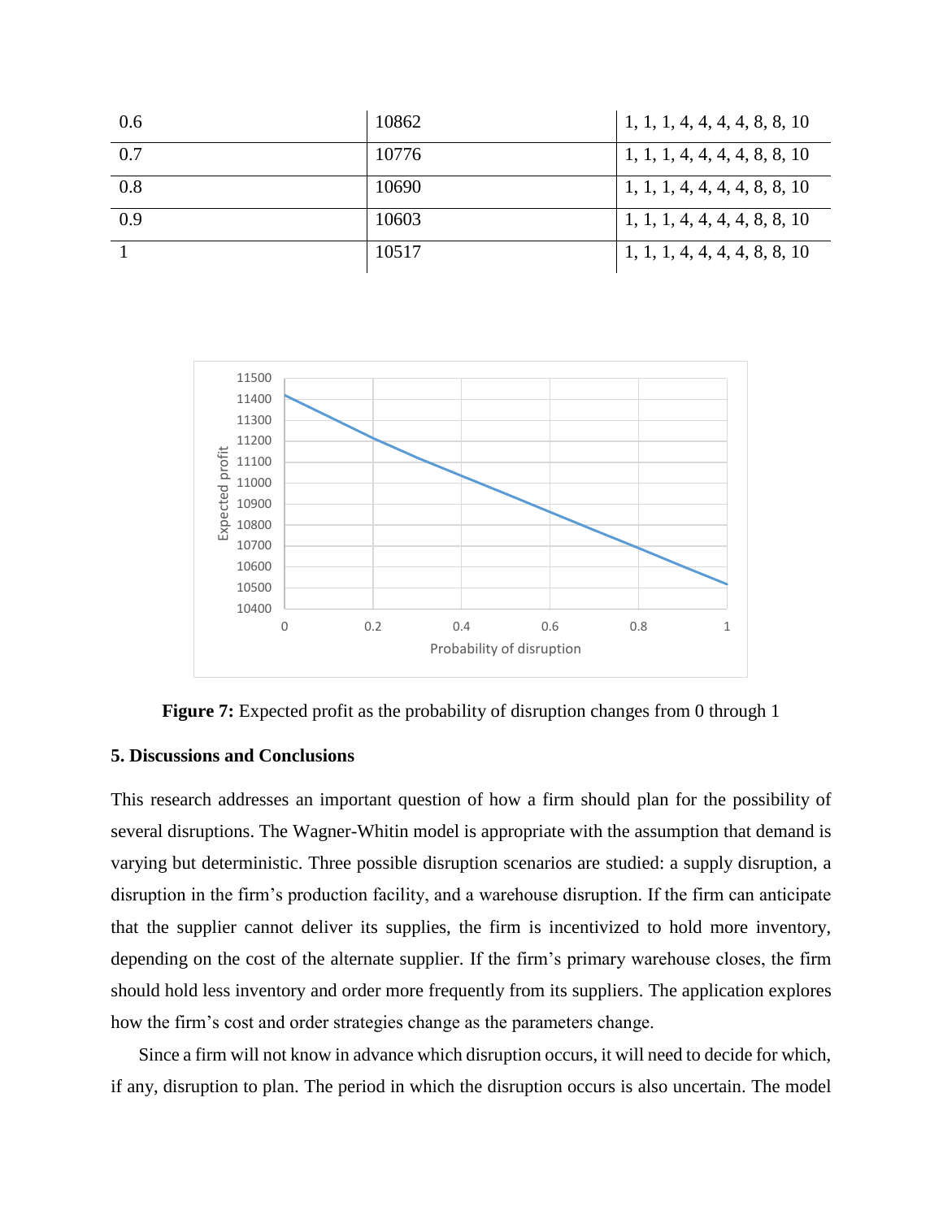| 0.6 | 10862 | 1, 1, 1, 4, 4, 4, 4, 8, 8, 10 |
|---|---|---|
| 0.7 | 10776 | 1, 1, 1, 4, 4, 4, 4, 8, 8, 10 |
| 0.8 | 10690 | 1, 1, 1, 4, 4, 4, 4, 8, 8, 10 |
| 0.9 | 10603 | 1, 1, 1, 4, 4, 4, 4, 8, 8, 10 |
| 1 | 10517 | 1, 1, 1, 4, 4, 4, 4, 8, 8, 10 |

**Figure 7:** Expected profit as the probability of disruption changes from 0 through 1

### 5. Discussions and Conclusions

This research addresses an important question of how a firm should plan for the possibility of several disruptions. The Wagner-Whitin model is appropriate with the assumption that demand is varying but deterministic. Three possible disruption scenarios are studied: a supply disruption, a disruption in the firm's production facility, and a warehouse disruption. If the firm can anticipate that the supplier cannot deliver its supplies, the firm is incentivized to hold more inventory, depending on the cost of the alternate supplier. If the firm's primary warehouse closes, the firm should hold less inventory and order more frequently from its suppliers. The application explores how the firm's cost and order strategies change as the parameters change.

Since a firm will not know in advance which disruption occurs, it will need to decide for which, if any, disruption to plan. The period in which the disruption occurs is also uncertain. The model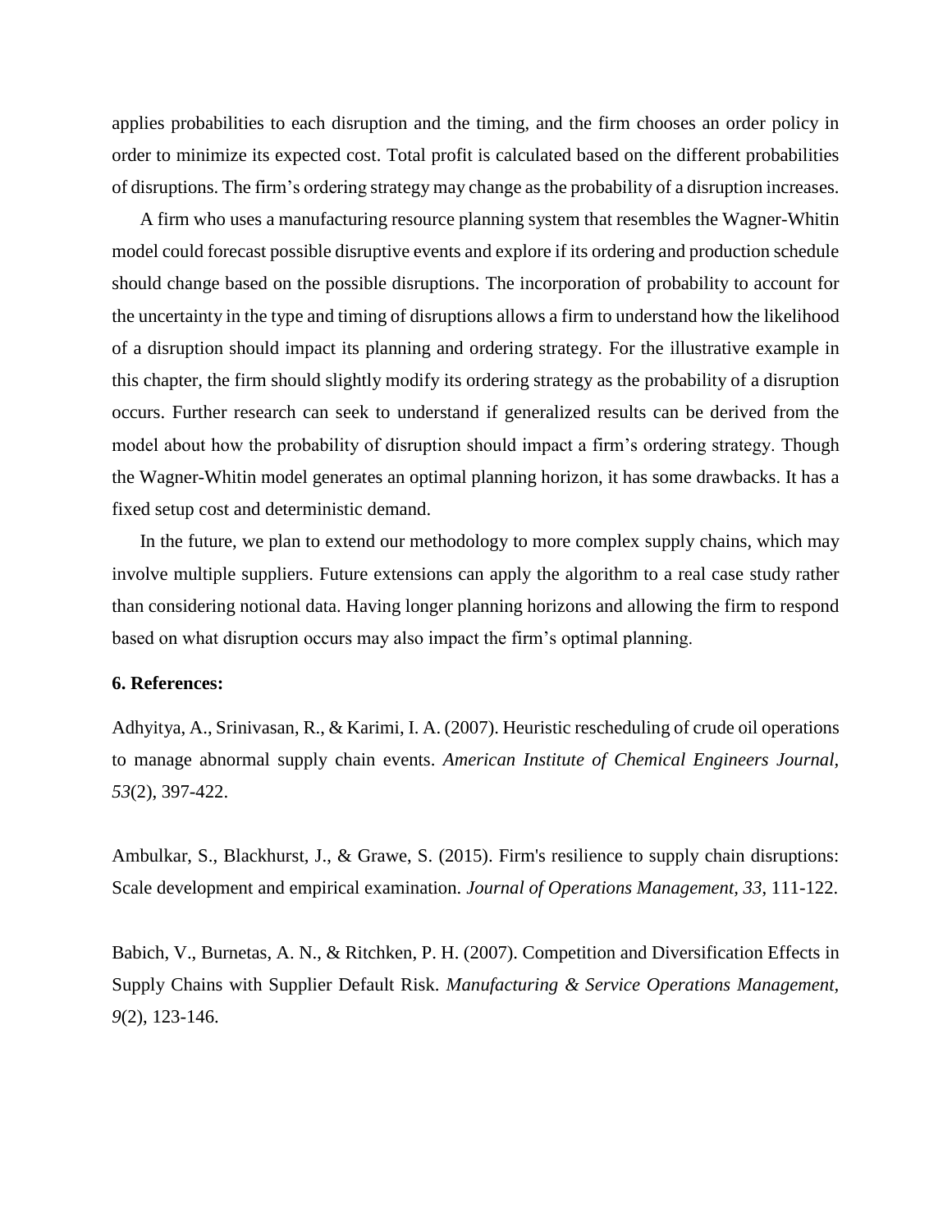applies probabilities to each disruption and the timing, and the firm chooses an order policy in order to minimize its expected cost. Total profit is calculated based on the different probabilities of disruptions. The firm's ordering strategy may change as the probability of a disruption increases.

A firm who uses a manufacturing resource planning system that resembles the Wagner-Whitin model could forecast possible disruptive events and explore if its ordering and production schedule should change based on the possible disruptions. The incorporation of probability to account for the uncertainty in the type and timing of disruptions allows a firm to understand how the likelihood of a disruption should impact its planning and ordering strategy. For the illustrative example in this chapter, the firm should slightly modify its ordering strategy as the probability of a disruption occurs. Further research can seek to understand if generalized results can be derived from the model about how the probability of disruption should impact a firm's ordering strategy. Though the Wagner-Whitin model generates an optimal planning horizon, it has some drawbacks. It has a fixed setup cost and deterministic demand.

In the future, we plan to extend our methodology to more complex supply chains, which may involve multiple suppliers. Future extensions can apply the algorithm to a real case study rather than considering notional data. Having longer planning horizons and allowing the firm to respond based on what disruption occurs may also impact the firm's optimal planning.

**6. References:**

Adhyitya, A., Srinivasan, R., & Karimi, I. A. (2007). Heuristic rescheduling of crude oil operations to manage abnormal supply chain events. *American Institute of Chemical Engineers Journal, 53*(2), 397-422.

Ambulkar, S., Blackhurst, J., & Grawe, S. (2015). Firm's resilience to supply chain disruptions: Scale development and empirical examination. *Journal of Operations Management, 33*, 111-122.

Babich, V., Burnetas, A. N., & Ritchken, P. H. (2007). Competition and Diversification Effects in Supply Chains with Supplier Default Risk. *Manufacturing & Service Operations Management, 9*(2), 123-146.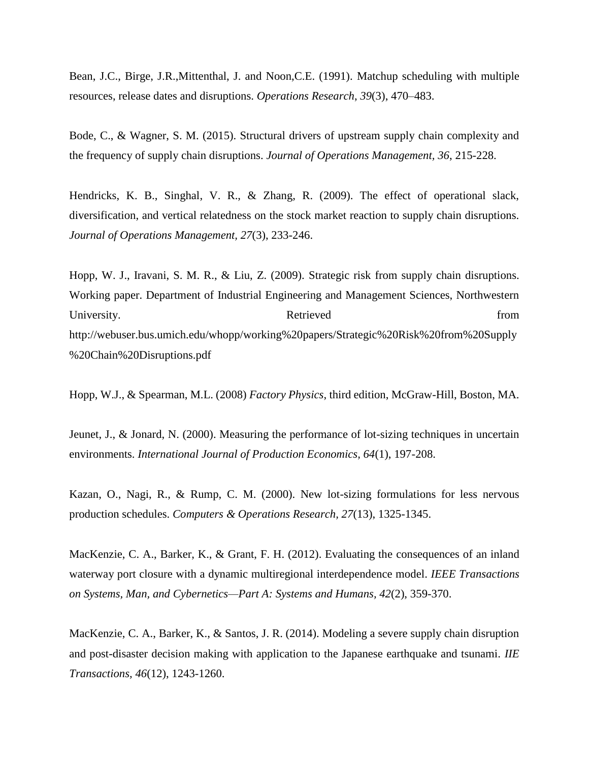Bean, J.C., Birge, J.R.,Mittenthal, J. and Noon,C.E. (1991). Matchup scheduling with multiple resources, release dates and disruptions. *Operations Research, 39*(3), 470–483.

Bode, C., & Wagner, S. M. (2015). Structural drivers of upstream supply chain complexity and the frequency of supply chain disruptions. *Journal of Operations Management, 36*, 215-228.

Hendricks, K. B., Singhal, V. R., & Zhang, R. (2009). The effect of operational slack, diversification, and vertical relatedness on the stock market reaction to supply chain disruptions. *Journal of Operations Management, 27*(3), 233-246.

Hopp, W. J., Iravani, S. M. R., & Liu, Z. (2009). Strategic risk from supply chain disruptions. Working paper. Department of Industrial Engineering and Management Sciences, Northwestern University. Retrieved from http://webuser.bus.umich.edu/whopp/working%20papers/Strategic%20Risk%20from%20Supply%20Chain%20Disruptions.pdf

Hopp, W.J., & Spearman, M.L. (2008) *Factory Physics*, third edition, McGraw-Hill, Boston, MA.

Jeunet, J., & Jonard, N. (2000). Measuring the performance of lot-sizing techniques in uncertain environments. *International Journal of Production Economics, 64*(1), 197-208.

Kazan, O., Nagi, R., & Rump, C. M. (2000). New lot-sizing formulations for less nervous production schedules. *Computers & Operations Research, 27*(13), 1325-1345.

MacKenzie, C. A., Barker, K., & Grant, F. H. (2012). Evaluating the consequences of an inland waterway port closure with a dynamic multiregional interdependence model. *IEEE Transactions on Systems, Man, and Cybernetics—Part A: Systems and Humans, 42*(2), 359-370.

MacKenzie, C. A., Barker, K., & Santos, J. R. (2014). Modeling a severe supply chain disruption and post-disaster decision making with application to the Japanese earthquake and tsunami. *IIE Transactions, 46*(12), 1243-1260.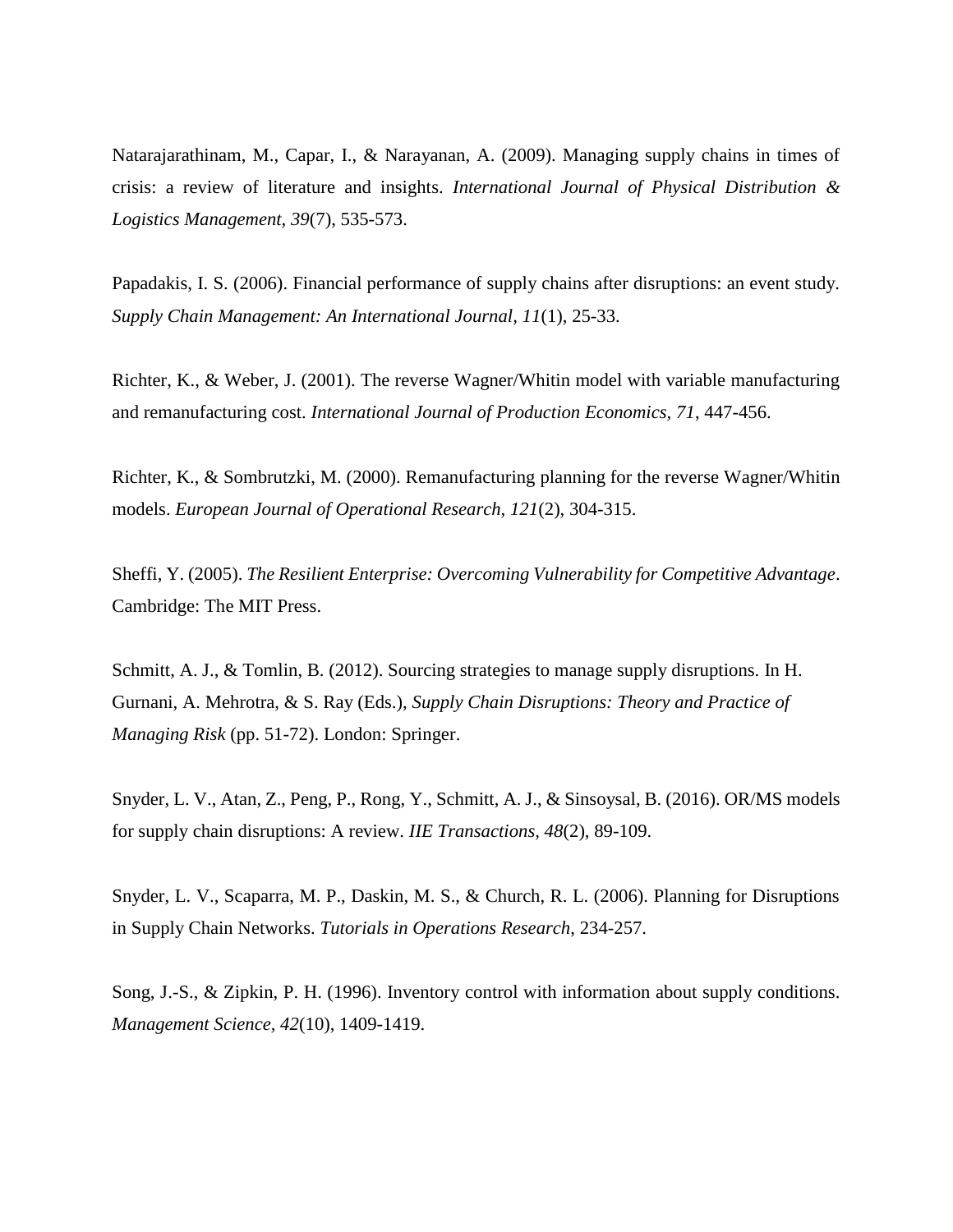Natarajarathinam, M., Capar, I., & Narayanan, A. (2009). Managing supply chains in times of crisis: a review of literature and insights. *International Journal of Physical Distribution & Logistics Management*, *39*(7), 535-573.

Papadakis, I. S. (2006). Financial performance of supply chains after disruptions: an event study. *Supply Chain Management: An International Journal*, *11*(1), 25-33.

Richter, K., & Weber, J. (2001). The reverse Wagner/Whitin model with variable manufacturing and remanufacturing cost. *International Journal of Production Economics*, *71*, 447-456.

Richter, K., & Sombrutzki, M. (2000). Remanufacturing planning for the reverse Wagner/Whitin models. *European Journal of Operational Research*, *121*(2), 304-315.

Sheffi, Y. (2005). *The Resilient Enterprise: Overcoming Vulnerability for Competitive Advantage*. Cambridge: The MIT Press.

Schmitt, A. J., & Tomlin, B. (2012). Sourcing strategies to manage supply disruptions. In H. Gurnani, A. Mehrotra, & S. Ray (Eds.), *Supply Chain Disruptions: Theory and Practice of Managing Risk* (pp. 51-72). London: Springer.

Snyder, L. V., Atan, Z., Peng, P., Rong, Y., Schmitt, A. J., & Sinsoysal, B. (2016). OR/MS models for supply chain disruptions: A review. *IIE Transactions*, *48*(2), 89-109.

Snyder, L. V., Scaparra, M. P., Daskin, M. S., & Church, R. L. (2006). Planning for Disruptions in Supply Chain Networks. *Tutorials in Operations Research*, 234-257.

Song, J.-S., & Zipkin, P. H. (1996). Inventory control with information about supply conditions. *Management Science*, *42*(10), 1409-1419.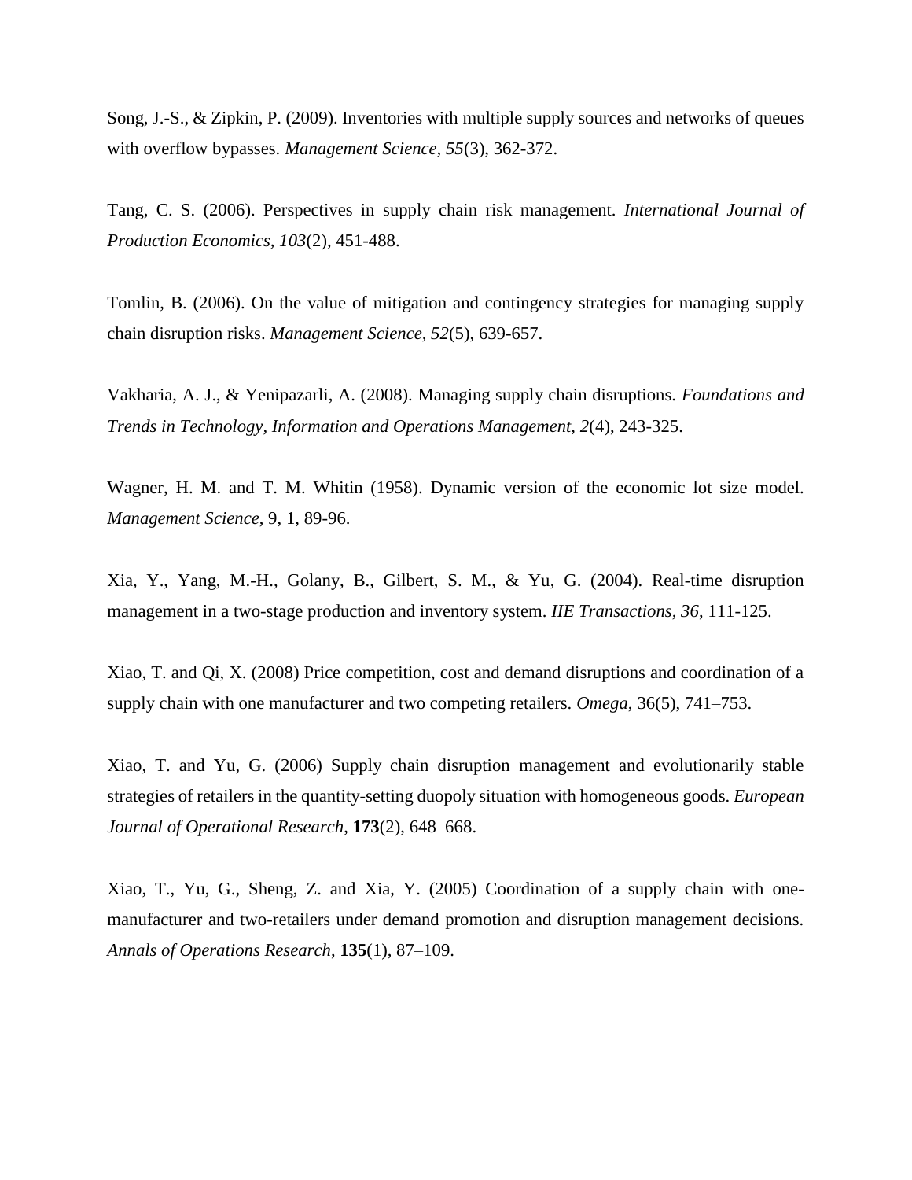Song, J.-S., & Zipkin, P. (2009). Inventories with multiple supply sources and networks of queues with overflow bypasses. *Management Science, 55*(3), 362-372.

Tang, C. S. (2006). Perspectives in supply chain risk management. *International Journal of Production Economics, 103*(2), 451-488.

Tomlin, B. (2006). On the value of mitigation and contingency strategies for managing supply chain disruption risks. *Management Science, 52*(5), 639-657.

Vakharia, A. J., & Yenipazarli, A. (2008). Managing supply chain disruptions. *Foundations and Trends in Technology, Information and Operations Management, 2*(4), 243-325.

Wagner, H. M. and T. M. Whitin (1958). Dynamic version of the economic lot size model. *Management Science*, 9, 1, 89-96.

Xia, Y., Yang, M.-H., Golany, B., Gilbert, S. M., & Yu, G. (2004). Real-time disruption management in a two-stage production and inventory system. *IIE Transactions, 36*, 111-125.

Xiao, T. and Qi, X. (2008) Price competition, cost and demand disruptions and coordination of a supply chain with one manufacturer and two competing retailers. *Omega*, 36(5), 741–753.

Xiao, T. and Yu, G. (2006) Supply chain disruption management and evolutionarily stable strategies of retailers in the quantity-setting duopoly situation with homogeneous goods. *European Journal of Operational Research*, **173**(2), 648–668.

Xiao, T., Yu, G., Sheng, Z. and Xia, Y. (2005) Coordination of a supply chain with one-manufacturer and two-retailers under demand promotion and disruption management decisions. *Annals of Operations Research*, **135**(1), 87–109.